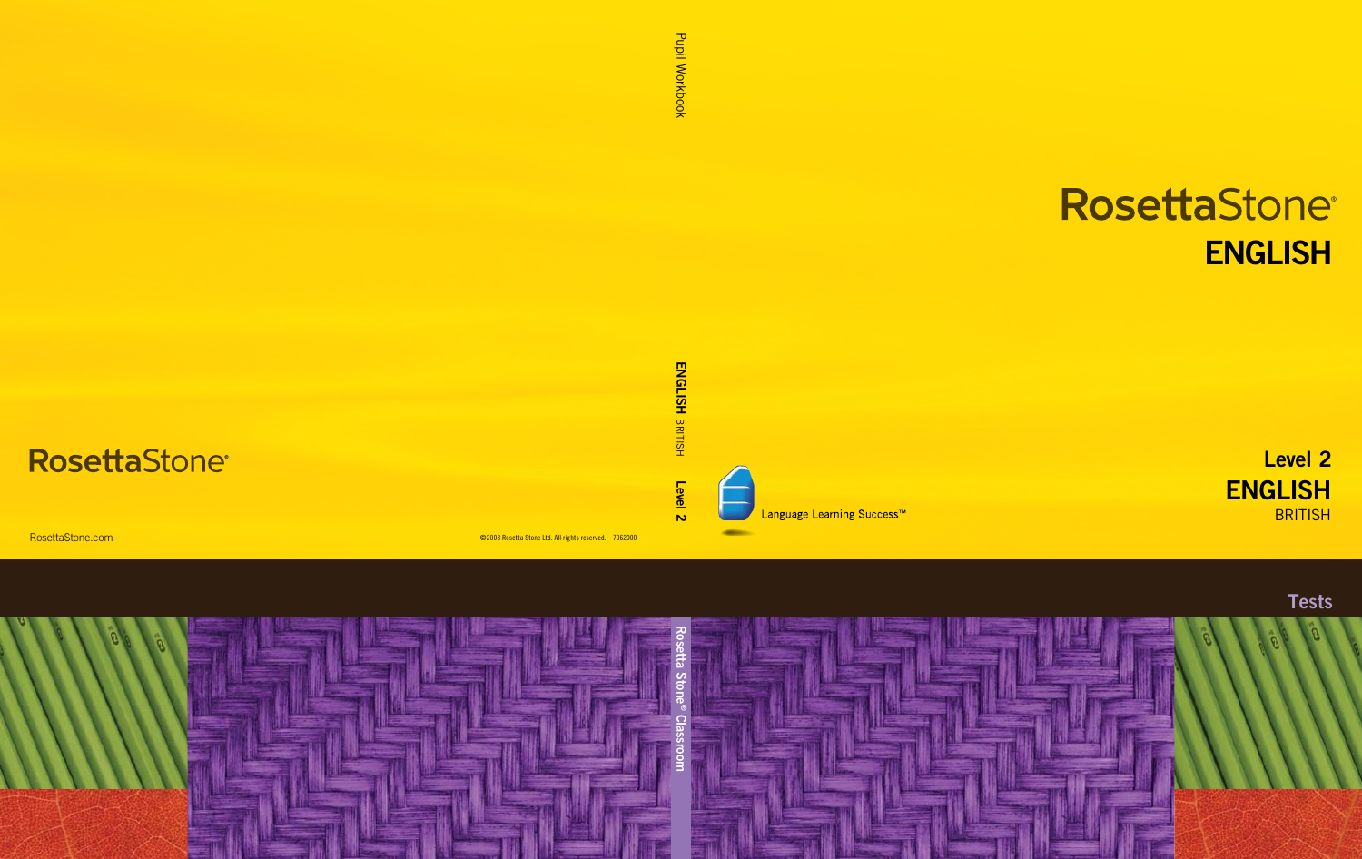# RosettaStone®

# ENGLISH

**Level 2**

**ENGLISH**

BRITISH

Language Learning Success™

**Tests**

Pupil Workbook

**ENGLISH** BRITISH **Level 2**

Rosetta Stone® Classroom

RosettaStone®

RosettaStone.com

©2008 Rosetta Stone Ltd. All rights reserved. 7062000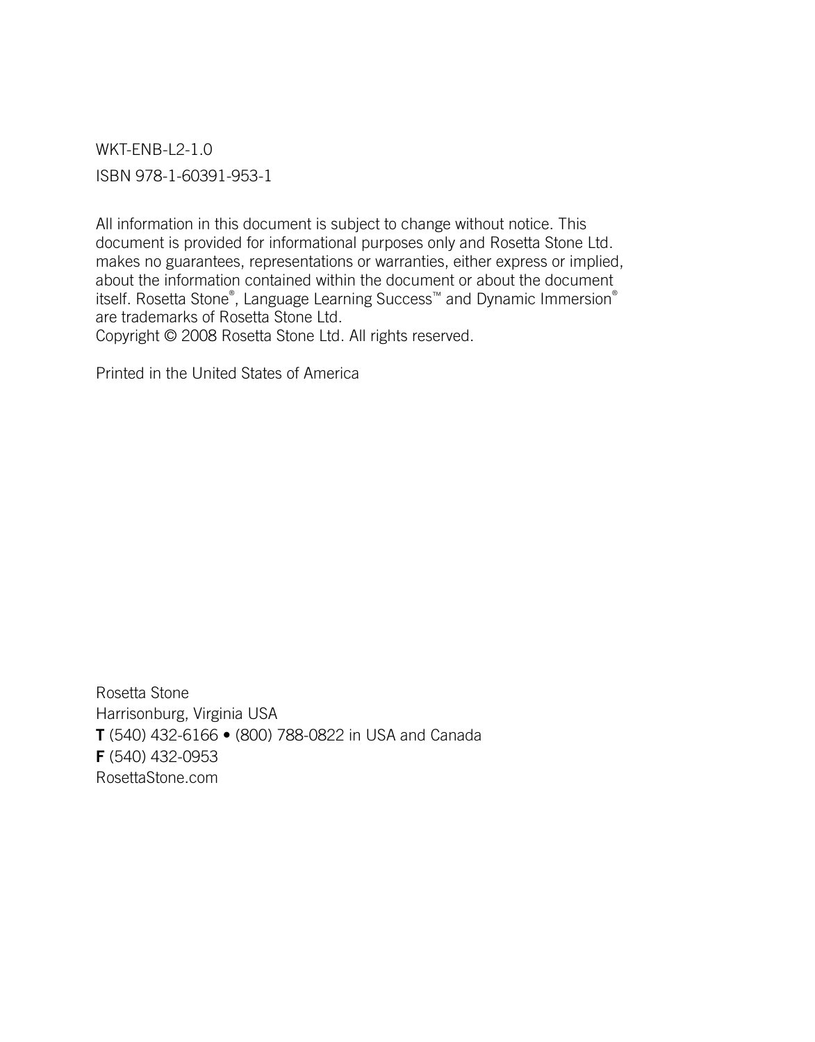WKT-ENB-L2-1.0

ISBN 978-1-60391-953-1

All information in this document is subject to change without notice. This document is provided for informational purposes only and Rosetta Stone Ltd. makes no guarantees, representations or warranties, either express or implied, about the information contained within the document or about the document itself. Rosetta Stone®, Language Learning Success™ and Dynamic Immersion® are trademarks of Rosetta Stone Ltd.
Copyright © 2008 Rosetta Stone Ltd. All rights reserved.

Printed in the United States of America

Rosetta Stone
Harrisonburg, Virginia USA
**T** (540) 432-6166 • (800) 788-0822 in USA and Canada
**F** (540) 432-0953
RosettaStone.com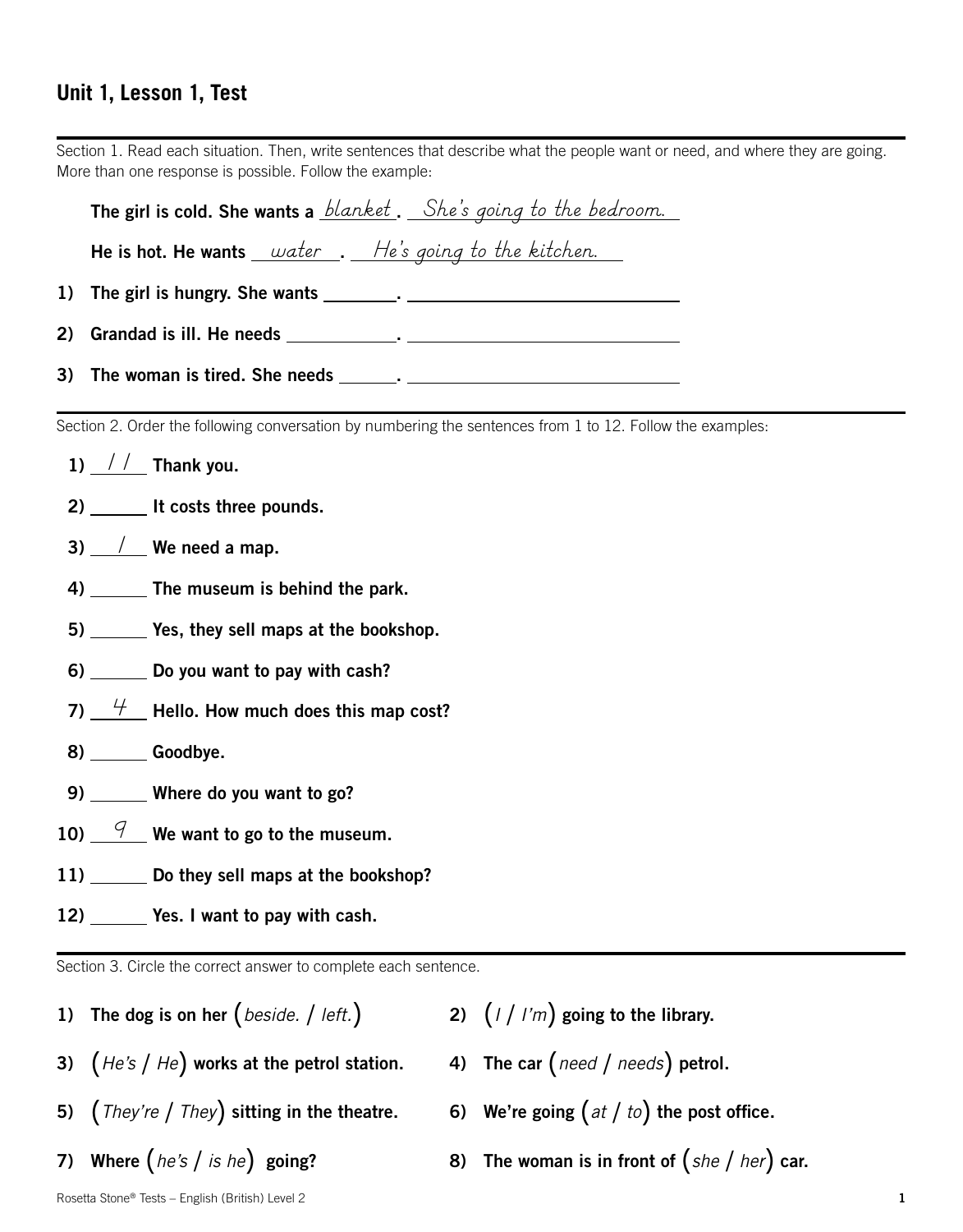## Unit 1, Lesson 1, Test

Section 1. Read each situation. Then, write sentences that describe what the people want or need, and where they are going. More than one response is possible. Follow the example:

**The girl is cold. She wants a** *blanket*. *She's going to the bedroom.*

**He is hot. He wants** *water*. *He's going to the kitchen.*

1) **The girl is hungry. She wants ________. ________________________**

2) **Grandad is ill. He needs ________. ________________________**

3) **The woman is tired. She needs ________. ________________________**

Section 2. Order the following conversation by numbering the sentences from 1 to 12. Follow the examples:

1) *11* **Thank you.**

2) ______ **It costs three pounds.**

3) *1* **We need a map.**

4) ______ **The museum is behind the park.**

5) ______ **Yes, they sell maps at the bookshop.**

6) ______ **Do you want to pay with cash?**

7) *4* **Hello. How much does this map cost?**

8) ______ **Goodbye.**

9) ______ **Where do you want to go?**

10) *9* **We want to go to the museum.**

11) ______ **Do they sell maps at the bookshop?**

12) ______ **Yes. I want to pay with cash.**

Section 3. Circle the correct answer to complete each sentence.

1) **The dog is on her** (*beside.* / *left.*)

2) (*I* / *I'm*) **going to the library.**

3) (*He's* / *He*) **works at the petrol station.**

4) **The car** (*need* / *needs*) **petrol.**

5) (*They're* / *They*) **sitting in the theatre.**

6) **We're going** (*at* / *to*) **the post office.**

7) **Where** (*he's* / *is he*) **going?**

8) **The woman is in front of** (*she* / *her*) **car.**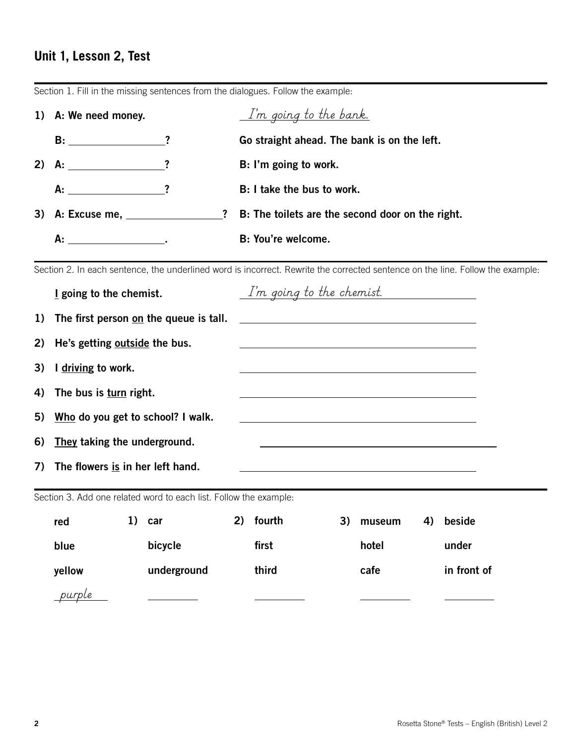## Unit 1, Lesson 2, Test

Section 1. Fill in the missing sentences from the dialogues. Follow the example:

| | | |
|---|---|---|
| **1)** | **A: We need money.** | *I'm going to the bank.* |
| | **B: ______________?** | **Go straight ahead. The bank is on the left.** |
| **2)** | **A: ______________?** | **B: I'm going to work.** |
| | **A: ______________?** | **B: I take the bus to work.** |
| **3)** | **A: Excuse me, ______________?** | **B: The toilets are the second door on the right.** |
| | **A: ______________.** | **B: You're welcome.** |

Section 2. In each sentence, the underlined word is incorrect. Rewrite the corrected sentence on the line. Follow the example:

| | | |
|---|---|---|
| | **<u>I</u> going to the chemist.** | *I'm going to the chemist.* |
| **1)** | **The first person <u>on</u> the queue is tall.** | ______________ |
| **2)** | **He's getting <u>outside</u> the bus.** | ______________ |
| **3)** | **I <u>driving</u> to work.** | ______________ |
| **4)** | **The bus is <u>turn</u> right.** | ______________ |
| **5)** | **<u>Who</u> do you get to school? I walk.** | ______________ |
| **6)** | **<u>They</u> taking the underground.** | ______________ |
| **7)** | **The flowers <u>is</u> in her left hand.** | ______________ |

Section 3. Add one related word to each list. Follow the example:

| | 1) | 2) | 3) | 4) |
|---|---|---|---|---|
| **red** | **car** | **fourth** | **museum** | **beside** |
| **blue** | **bicycle** | **first** | **hotel** | **under** |
| **yellow** | **underground** | **third** | **cafe** | **in front of** |
| *purple* | ________ | ________ | ________ | ________ |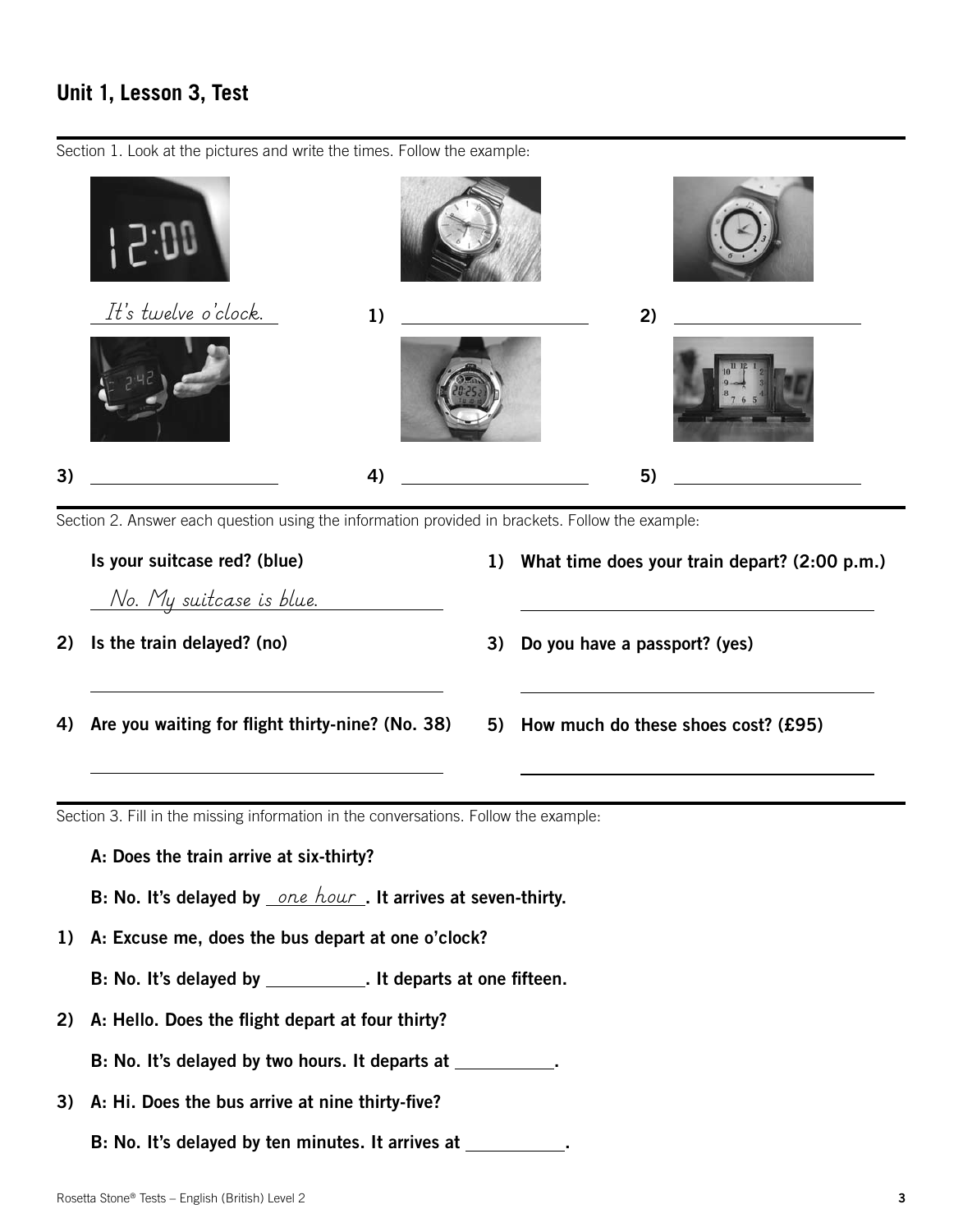## Unit 1, Lesson 3, Test

Section 1. Look at the pictures and write the times. Follow the example:

*It's twelve o'clock.*

1) ____________________

2) ____________________

3) ____________________

4) ____________________

5) ____________________

Section 2. Answer each question using the information provided in brackets. Follow the example:

**Is your suitcase red? (blue)**

*No. My suitcase is blue.*

1) **What time does your train depart? (2:00 p.m.)**

____________________

2) **Is the train delayed? (no)**

____________________

3) **Do you have a passport? (yes)**

____________________

4) **Are you waiting for flight thirty-nine? (No. 38)**

____________________

5) **How much do these shoes cost? (£95)**

____________________

Section 3. Fill in the missing information in the conversations. Follow the example:

**A: Does the train arrive at six-thirty?**

**B: No. It's delayed by** *one hour*. **It arrives at seven-thirty.**

1) **A: Excuse me, does the bus depart at one o'clock?**

**B: No. It's delayed by __________. It departs at one fifteen.**

2) **A: Hello. Does the flight depart at four thirty?**

**B: No. It's delayed by two hours. It departs at __________.**

3) **A: Hi. Does the bus arrive at nine thirty-five?**

**B: No. It's delayed by ten minutes. It arrives at __________.**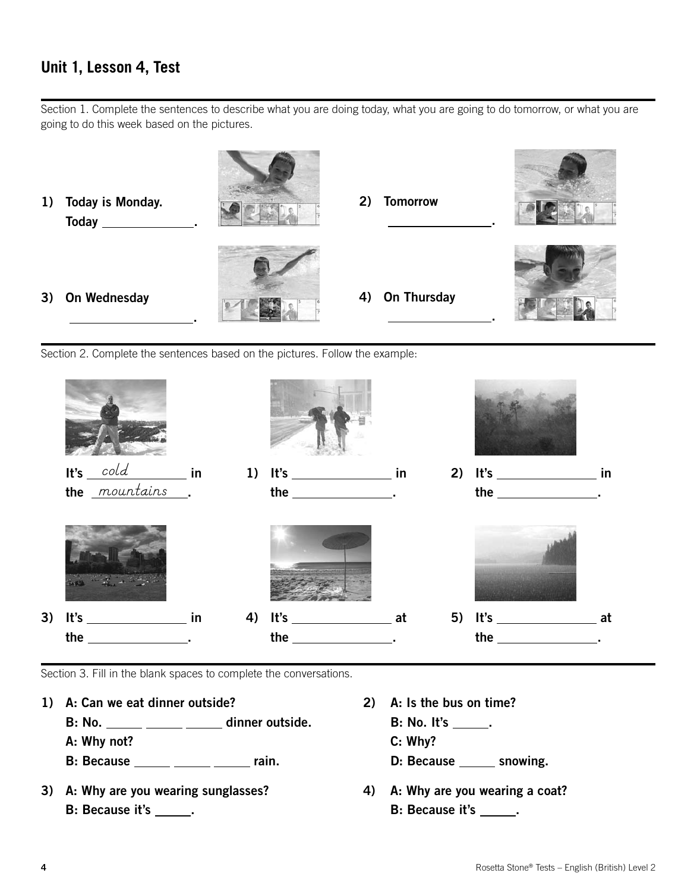## Unit 1, Lesson 4, Test

Section 1. Complete the sentences to describe what you are doing today, what you are going to do tomorrow, or what you are going to do this week based on the pictures.

1) **Today is Monday.**
   **Today ____________.**

2) **Tomorrow**
   **____________.**

3) **On Wednesday**
   **____________.**

4) **On Thursday**
   **____________.**

Section 2. Complete the sentences based on the pictures. Follow the example:

**It's** *cold* **in the** *mountains***.**

1) **It's ____________ in the ____________.**

2) **It's ____________ in the ____________.**

3) **It's ____________ in the ____________.**

4) **It's ____________ at the ____________.**

5) **It's ____________ at the ____________.**

Section 3. Fill in the blank spaces to complete the conversations.

1) **A: Can we eat dinner outside?**
   **B: No. _____ _____ _____ dinner outside.**
   **A: Why not?**
   **B: Because _____ _____ _____ rain.**

2) **A: Is the bus on time?**
   **B: No. It's _____.**
   **C: Why?**
   **D: Because _____ snowing.**

3) **A: Why are you wearing sunglasses?**
   **B: Because it's _____.**

4) **A: Why are you wearing a coat?**
   **B: Because it's _____.**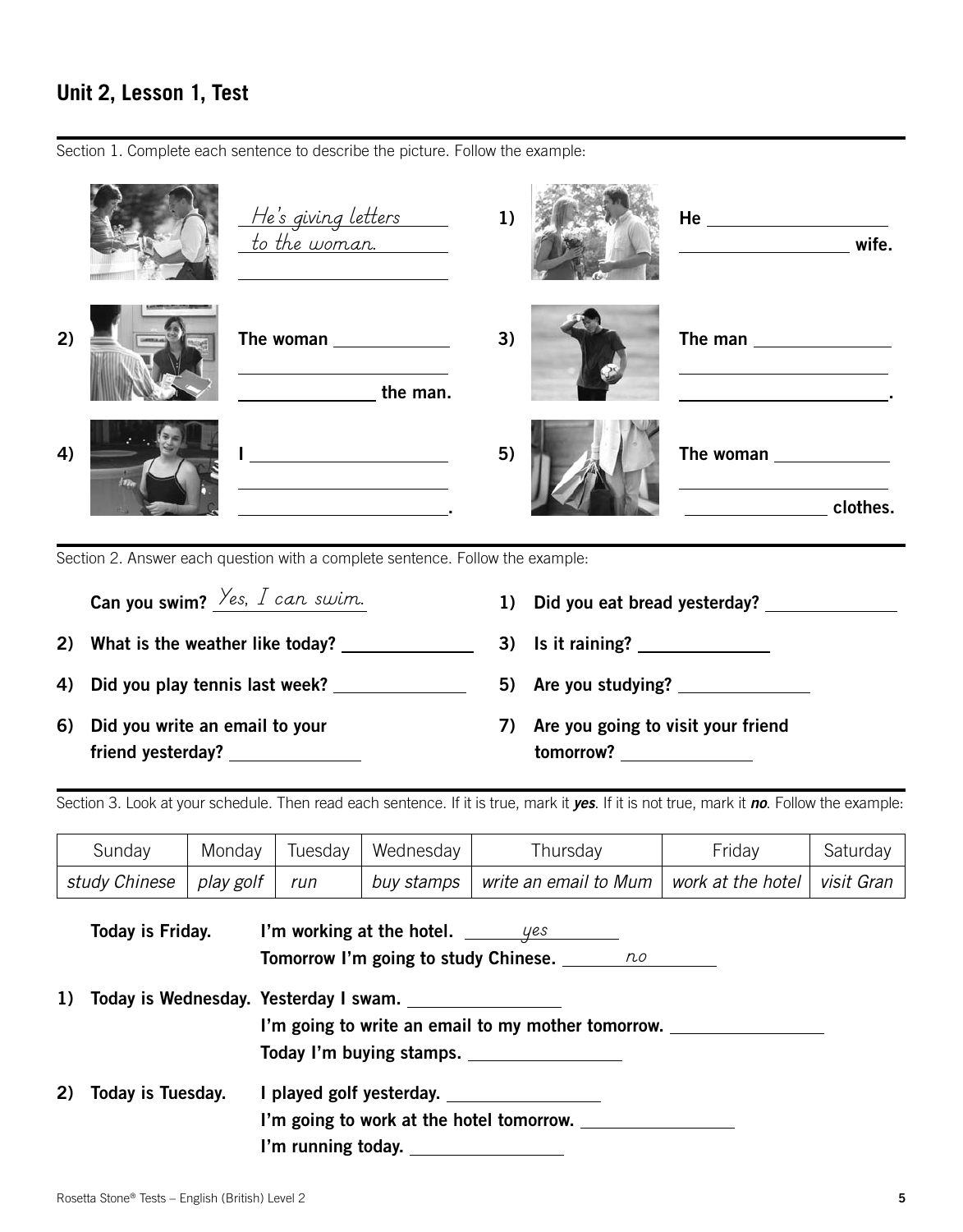## Unit 2, Lesson 1, Test

Section 1. Complete each sentence to describe the picture. Follow the example:

*He's giving letters to the woman.* ______________________

1) He ______________________ ______________________ wife.

2) The woman ______________________ ______________________ the man.

3) The man ______________________ ______________________.

4) I ______________________ ______________________.

5) The woman ______________________ ______________________ clothes.

Section 2. Answer each question with a complete sentence. Follow the example:

**Can you swim?** *Yes, I can swim.*

1) **Did you eat bread yesterday?** ______________________

2) **What is the weather like today?** ______________________

3) **Is it raining?** ______________________

4) **Did you play tennis last week?** ______________________

5) **Are you studying?** ______________________

6) **Did you write an email to your friend yesterday?** ______________________

7) **Are you going to visit your friend tomorrow?** ______________________

Section 3. Look at your schedule. Then read each sentence. If it is true, mark it ***yes***. If it is not true, mark it ***no***. Follow the example:

| Sunday | Monday | Tuesday | Wednesday | Thursday | Friday | Saturday |
|---|---|---|---|---|---|---|
| *study Chinese* | *play golf* | *run* | *buy stamps* | *write an email to Mum* | *work at the hotel* | *visit Gran* |

**Today is Friday.**
**I'm working at the hotel.** *yes*
**Tomorrow I'm going to study Chinese.** *no*

1) **Today is Wednesday.**
**Yesterday I swam.** ______________________
**I'm going to write an email to my mother tomorrow.** ______________________
**Today I'm buying stamps.** ______________________

2) **Today is Tuesday.**
**I played golf yesterday.** ______________________
**I'm going to work at the hotel tomorrow.** ______________________
**I'm running today.** ______________________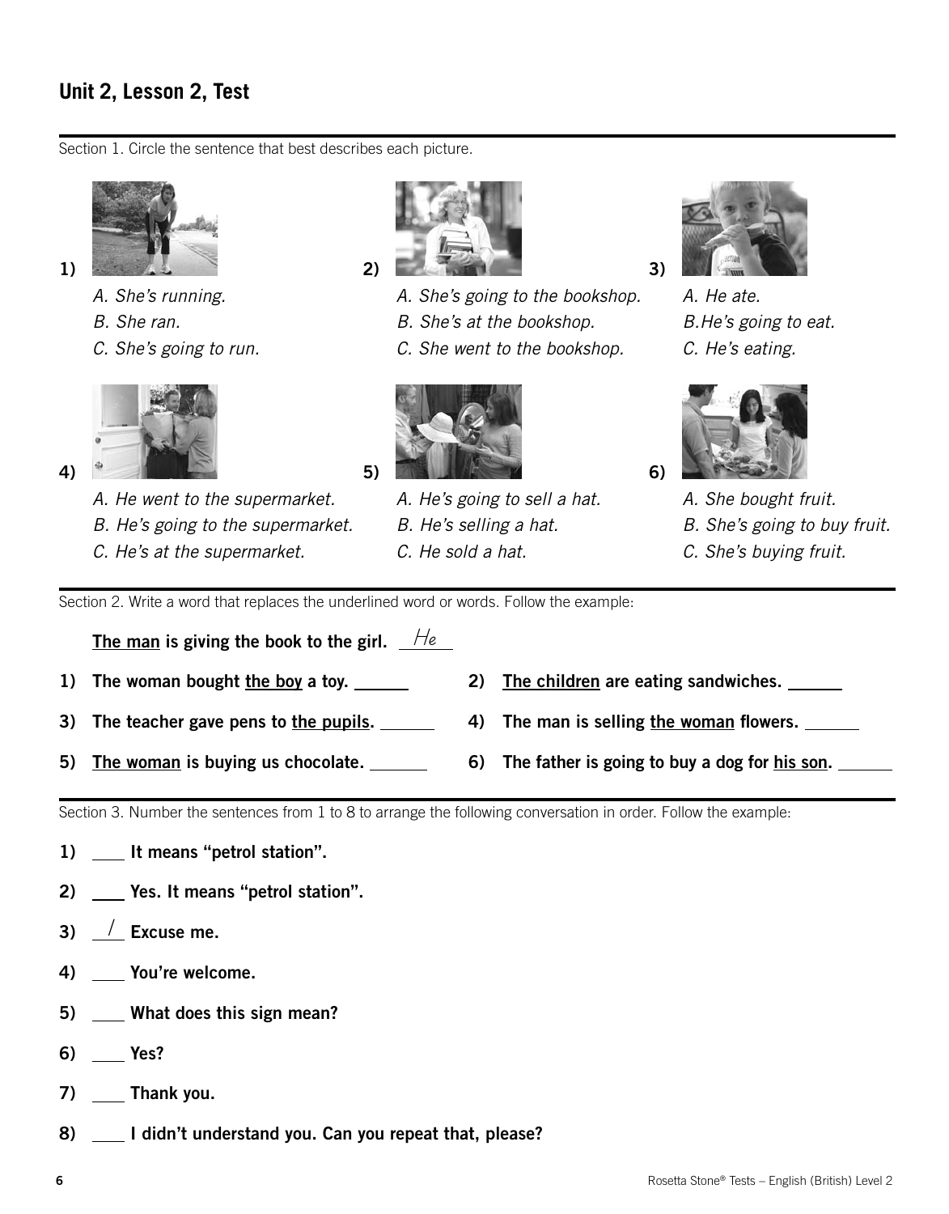## Unit 2, Lesson 2, Test

Section 1. Circle the sentence that best describes each picture.

1)
*A. She's running.*
*B. She ran.*
*C. She's going to run.*

2)
*A. She's going to the bookshop.*
*B. She's at the bookshop.*
*C. She went to the bookshop.*

3)
*A. He ate.*
*B.He's going to eat.*
*C. He's eating.*

4)
*A. He went to the supermarket.*
*B. He's going to the supermarket.*
*C. He's at the supermarket.*

5)
*A. He's going to sell a hat.*
*B. He's selling a hat.*
*C. He sold a hat.*

6)
*A. She bought fruit.*
*B. She's going to buy fruit.*
*C. She's buying fruit.*

Section 2. Write a word that replaces the underlined word or words. Follow the example:

**The man is giving the book to the girl.** He

1) **The woman bought the boy a toy.** ______

2) **The children are eating sandwiches.** ______

3) **The teacher gave pens to the pupils.** ______

4) **The man is selling the woman flowers.** ______

5) **The woman is buying us chocolate.** ______

6) **The father is going to buy a dog for his son.** ______

Section 3. Number the sentences from 1 to 8 to arrange the following conversation in order. Follow the example:

1) ____ **It means "petrol station".**

2) ____ **Yes. It means "petrol station".**

3) 1 **Excuse me.**

4) ____ **You're welcome.**

5) ____ **What does this sign mean?**

6) ____ **Yes?**

7) ____ **Thank you.**

8) ____ **I didn't understand you. Can you repeat that, please?**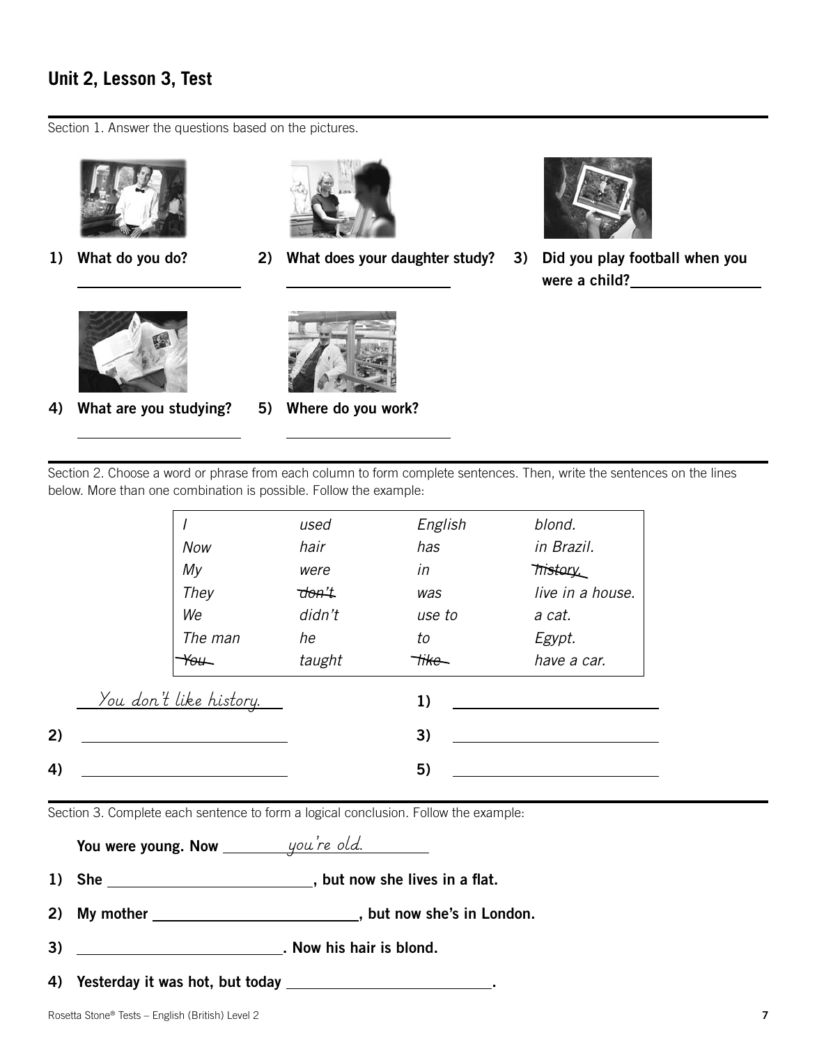## Unit 2, Lesson 3, Test

Section 1. Answer the questions based on the pictures.

1) **What do you do?** ____________________

2) **What does your daughter study?** ____________________

3) **Did you play football when you were a child?** ____________________

4) **What are you studying?** ____________________

5) **Where do you work?** ____________________

Section 2. Choose a word or phrase from each column to form complete sentences. Then, write the sentences on the lines below. More than one combination is possible. Follow the example:

| | | | |
|---|---|---|---|
| *I* | *used* | *English* | *blond.* |
| *Now* | *hair* | *has* | *in Brazil.* |
| *My* | *were* | *in* | ~~*history.*~~ |
| *They* | ~~*don't*~~ | *was* | *live in a house.* |
| *We* | *didn't* | *use to* | *a cat.* |
| *The man* | *he* | *to* | *Egypt.* |
| ~~*You*~~ | *taught* | ~~*like*~~ | *have a car.* |

*You don't like history.*

1) ____________________

2) ____________________

3) ____________________

4) ____________________

5) ____________________

Section 3. Complete each sentence to form a logical conclusion. Follow the example:

**You were young. Now** *you're old.*

1) **She ____________________, but now she lives in a flat.**

2) **My mother ____________________, but now she's in London.**

3) **____________________. Now his hair is blond.**

4) **Yesterday it was hot, but today ____________________.**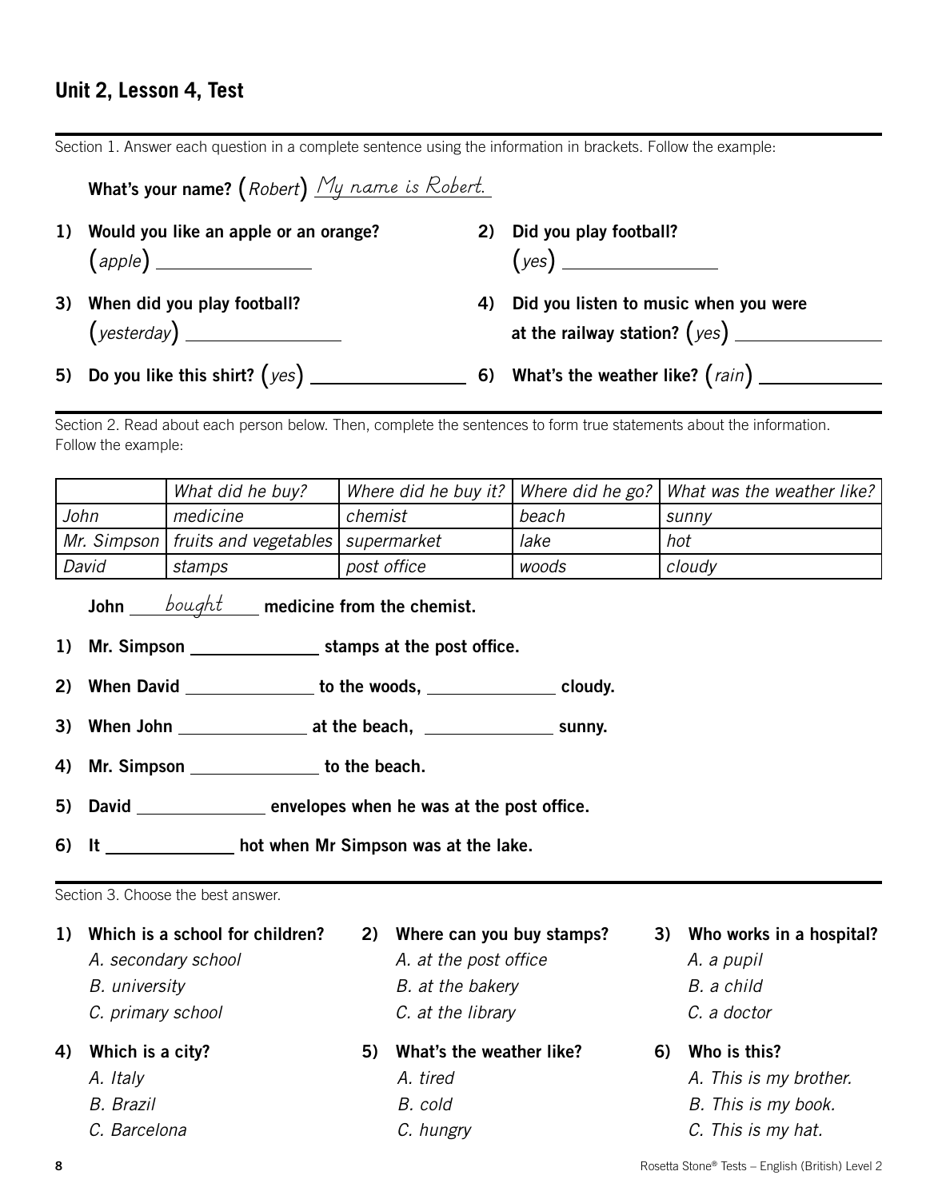## Unit 2, Lesson 4, Test

Section 1. Answer each question in a complete sentence using the information in brackets. Follow the example:

**What's your name?** (*Robert*) *My name is Robert.*

1) **Would you like an apple or an orange?** (*apple*) ________________

2) **Did you play football?** (*yes*) ________________

3) **When did you play football?** (*yesterday*) ________________

4) **Did you listen to music when you were at the railway station?** (*yes*) ________________

5) **Do you like this shirt?** (*yes*) ________________

6) **What's the weather like?** (*rain*) ________________

Section 2. Read about each person below. Then, complete the sentences to form true statements about the information. Follow the example:

| | *What did he buy?* | *Where did he buy it?* | *Where did he go?* | *What was the weather like?* |
|---|---|---|---|---|
| *John* | *medicine* | *chemist* | *beach* | *sunny* |
| *Mr. Simpson* | *fruits and vegetables* | *supermarket* | *lake* | *hot* |
| *David* | *stamps* | *post office* | *woods* | *cloudy* |

**John** *bought* **medicine from the chemist.**

1) **Mr. Simpson** ______________ **stamps at the post office.**

2) **When David** ______________ **to the woods,** ______________ **cloudy.**

3) **When John** ______________ **at the beach,** ______________ **sunny.**

4) **Mr. Simpson** ______________ **to the beach.**

5) **David** ______________ **envelopes when he was at the post office.**

6) **It** ______________ **hot when Mr Simpson was at the lake.**

Section 3. Choose the best answer.

1) **Which is a school for children?**
   - *A. secondary school*
   - *B. university*
   - *C. primary school*

2) **Where can you buy stamps?**
   - *A. at the post office*
   - *B. at the bakery*
   - *C. at the library*

3) **Who works in a hospital?**
   - *A. a pupil*
   - *B. a child*
   - *C. a doctor*

4) **Which is a city?**
   - *A. Italy*
   - *B. Brazil*
   - *C. Barcelona*

5) **What's the weather like?**
   - *A. tired*
   - *B. cold*
   - *C. hungry*

6) **Who is this?**
   - *A. This is my brother.*
   - *B. This is my book.*
   - *C. This is my hat.*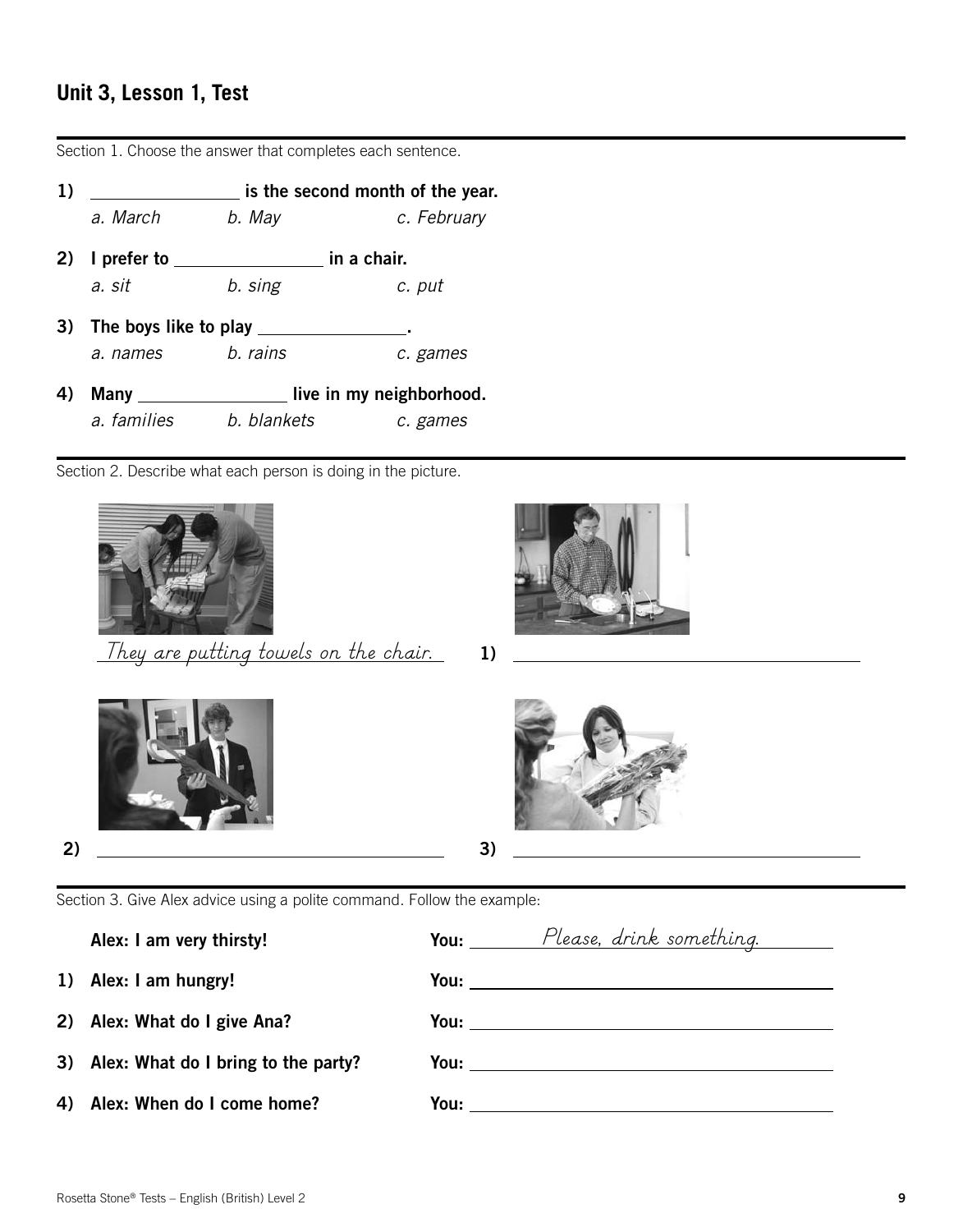## Unit 3, Lesson 1, Test

Section 1. Choose the answer that completes each sentence.

**1)** ________________ **is the second month of the year.**

*a. March* *b. May* *c. February*

**2) I prefer to** ________________ **in a chair.**

*a. sit* *b. sing* *c. put*

**3) The boys like to play** ________________**.**

*a. names* *b. rains* *c. games*

**4) Many** ________________ **live in my neighborhood.**

*a. families* *b. blankets* *c. games*

Section 2. Describe what each person is doing in the picture.

*They are putting towels on the chair.*

**1)** ________________________________

**2)** ________________________________

**3)** ________________________________

Section 3. Give Alex advice using a polite command. Follow the example:

**Alex: I am very thirsty!** **You:** *Please, drink something.*

**1) Alex: I am hungry!** **You:** ________________________________

**2) Alex: What do I give Ana?** **You:** ________________________________

**3) Alex: What do I bring to the party?** **You:** ________________________________

**4) Alex: When do I come home?** **You:** ________________________________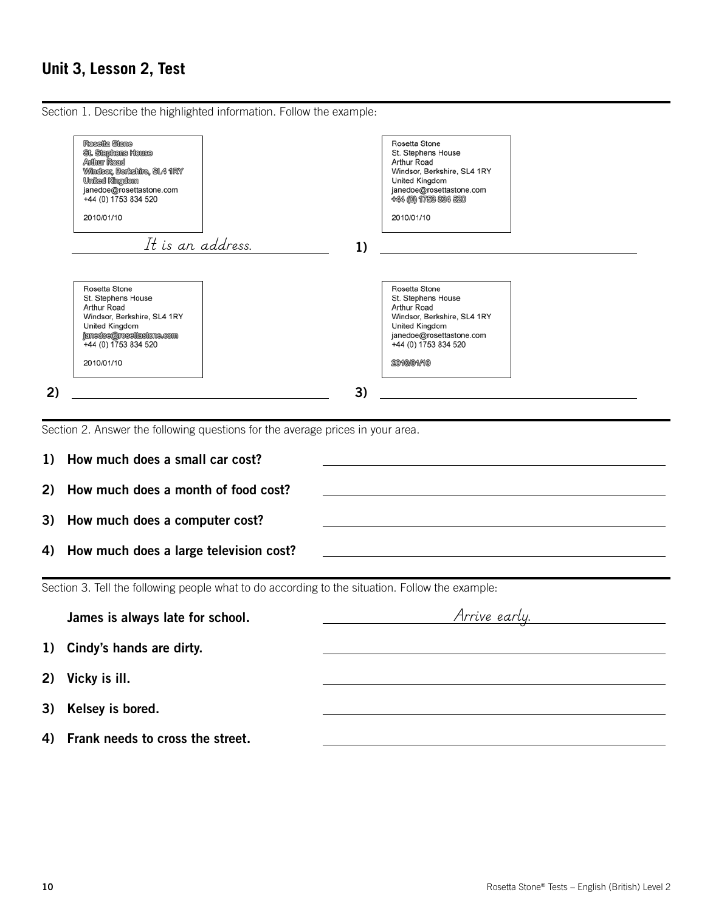## Unit 3, Lesson 2, Test

Section 1. Describe the highlighted information. Follow the example:

**Rosetta Stone**
**St. Stephens House**
**Arthur Road**
**Windsor, Berkshire, SL4 1RY**
**United Kingdom**
janedoe@rosettastone.com
+44 (0) 1753 834 520

2010/01/10

*It is an address.*

**1)**

Rosetta Stone
St. Stephens House
Arthur Road
Windsor, Berkshire, SL4 1RY
United Kingdom
janedoe@rosettastone.com
**+44 (0) 1753 834 520**

2010/01/10

______________________________

**2)**

Rosetta Stone
St. Stephens House
Arthur Road
Windsor, Berkshire, SL4 1RY
United Kingdom
**janedoe@rosettastone.com**
+44 (0) 1753 834 520

2010/01/10

______________________________

**3)**

Rosetta Stone
St. Stephens House
Arthur Road
Windsor, Berkshire, SL4 1RY
United Kingdom
janedoe@rosettastone.com
+44 (0) 1753 834 520

**2010/01/10**

______________________________

Section 2. Answer the following questions for the average prices in your area.

1) **How much does a small car cost?** ______________________________
2) **How much does a month of food cost?** ______________________________
3) **How much does a computer cost?** ______________________________
4) **How much does a large television cost?** ______________________________

Section 3. Tell the following people what to do according to the situation. Follow the example:

**James is always late for school.** *Arrive early.*

1) **Cindy's hands are dirty.** ______________________________
2) **Vicky is ill.** ______________________________
3) **Kelsey is bored.** ______________________________
4) **Frank needs to cross the street.** ______________________________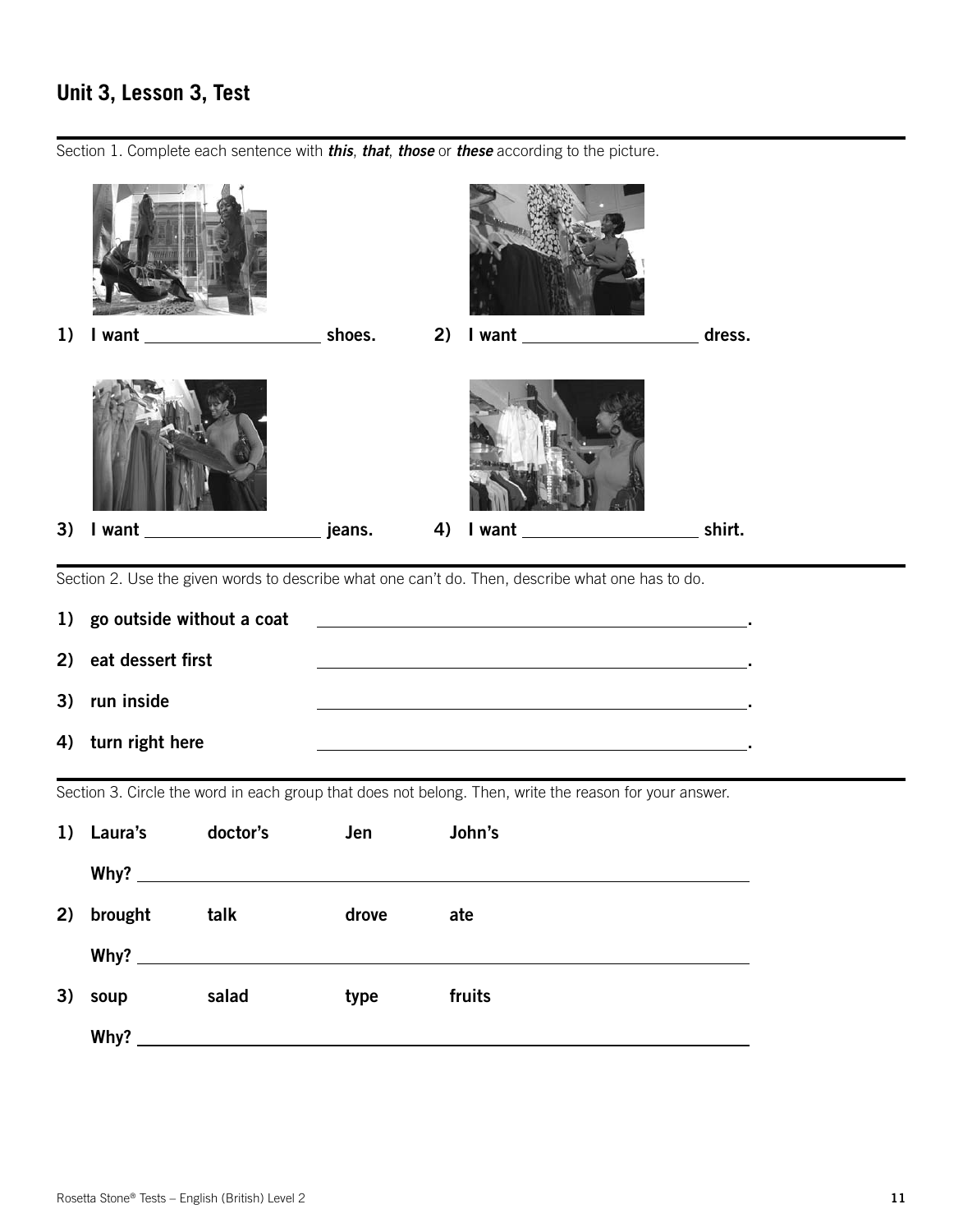## Unit 3, Lesson 3, Test

Section 1. Complete each sentence with ***this***, ***that***, ***those*** or ***these*** according to the picture.

**1) I want \_\_\_\_\_\_\_\_\_\_\_\_\_\_\_\_\_\_ shoes.**

**2) I want \_\_\_\_\_\_\_\_\_\_\_\_\_\_\_\_\_\_ dress.**

**3) I want \_\_\_\_\_\_\_\_\_\_\_\_\_\_\_\_\_\_ jeans.**

**4) I want \_\_\_\_\_\_\_\_\_\_\_\_\_\_\_\_\_\_ shirt.**

Section 2. Use the given words to describe what one can't do. Then, describe what one has to do.

**1) go outside without a coat** \_\_\_\_\_\_\_\_\_\_\_\_\_\_\_\_\_\_\_\_\_\_\_\_\_\_\_\_\_\_\_\_\_\_\_\_\_\_\_\_.

**2) eat dessert first** \_\_\_\_\_\_\_\_\_\_\_\_\_\_\_\_\_\_\_\_\_\_\_\_\_\_\_\_\_\_\_\_\_\_\_\_\_\_\_\_.

**3) run inside** \_\_\_\_\_\_\_\_\_\_\_\_\_\_\_\_\_\_\_\_\_\_\_\_\_\_\_\_\_\_\_\_\_\_\_\_\_\_\_\_.

**4) turn right here** \_\_\_\_\_\_\_\_\_\_\_\_\_\_\_\_\_\_\_\_\_\_\_\_\_\_\_\_\_\_\_\_\_\_\_\_\_\_\_\_.

Section 3. Circle the word in each group that does not belong. Then, write the reason for your answer.

**1) Laura's doctor's Jen John's**

**Why?** \_\_\_\_\_\_\_\_\_\_\_\_\_\_\_\_\_\_\_\_\_\_\_\_\_\_\_\_\_\_\_\_\_\_\_\_\_\_\_\_\_\_\_\_\_\_\_\_\_\_\_\_\_\_\_\_

**2) brought talk drove ate**

**Why?** \_\_\_\_\_\_\_\_\_\_\_\_\_\_\_\_\_\_\_\_\_\_\_\_\_\_\_\_\_\_\_\_\_\_\_\_\_\_\_\_\_\_\_\_\_\_\_\_\_\_\_\_\_\_\_\_

**3) soup salad type fruits**

**Why?** \_\_\_\_\_\_\_\_\_\_\_\_\_\_\_\_\_\_\_\_\_\_\_\_\_\_\_\_\_\_\_\_\_\_\_\_\_\_\_\_\_\_\_\_\_\_\_\_\_\_\_\_\_\_\_\_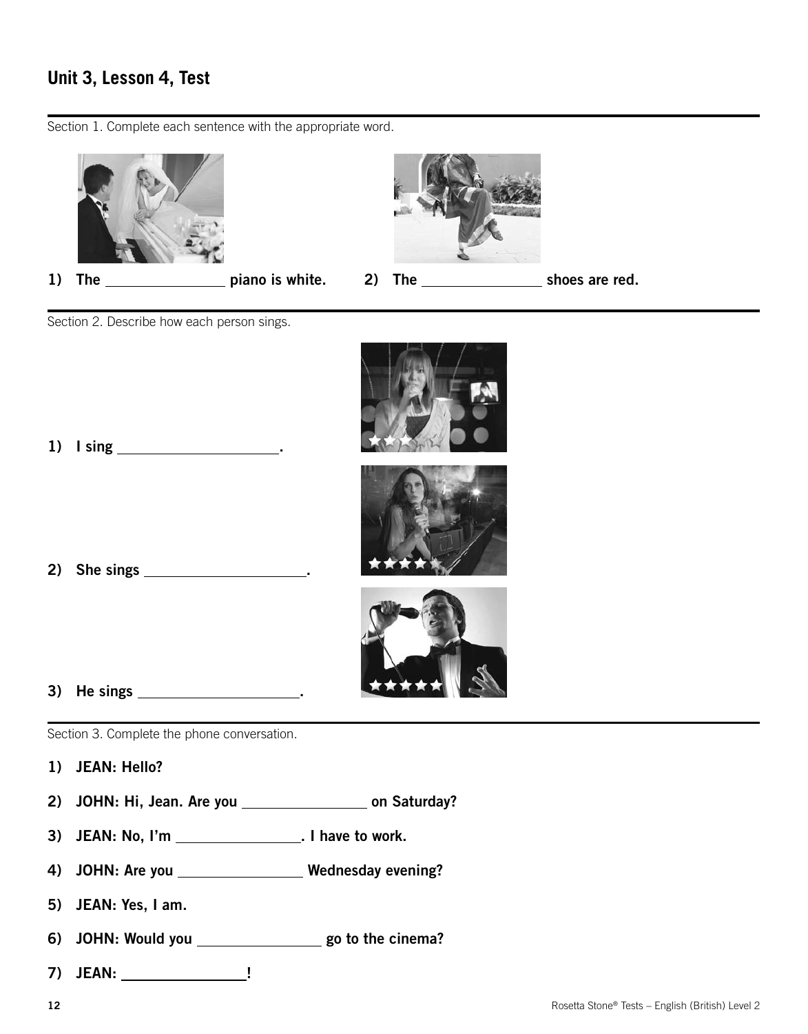## Unit 3, Lesson 4, Test

Section 1. Complete each sentence with the appropriate word.

**1) The \_\_\_\_\_\_\_\_\_\_\_\_\_\_\_ piano is white.**

**2) The \_\_\_\_\_\_\_\_\_\_\_\_\_\_\_ shoes are red.**

Section 2. Describe how each person sings.

**1) I sing \_\_\_\_\_\_\_\_\_\_\_\_\_\_\_\_\_\_\_\_.**

**2) She sings \_\_\_\_\_\_\_\_\_\_\_\_\_\_\_\_\_\_\_\_.**

**3) He sings \_\_\_\_\_\_\_\_\_\_\_\_\_\_\_\_\_\_\_\_.**

Section 3. Complete the phone conversation.

**1) JEAN: Hello?**

**2) JOHN: Hi, Jean. Are you \_\_\_\_\_\_\_\_\_\_\_\_\_\_\_ on Saturday?**

**3) JEAN: No, I'm \_\_\_\_\_\_\_\_\_\_\_\_\_\_\_. I have to work.**

**4) JOHN: Are you \_\_\_\_\_\_\_\_\_\_\_\_\_\_\_ Wednesday evening?**

**5) JEAN: Yes, I am.**

**6) JOHN: Would you \_\_\_\_\_\_\_\_\_\_\_\_\_\_\_ go to the cinema?**

**7) JEAN: \_\_\_\_\_\_\_\_\_\_\_\_\_\_\_!**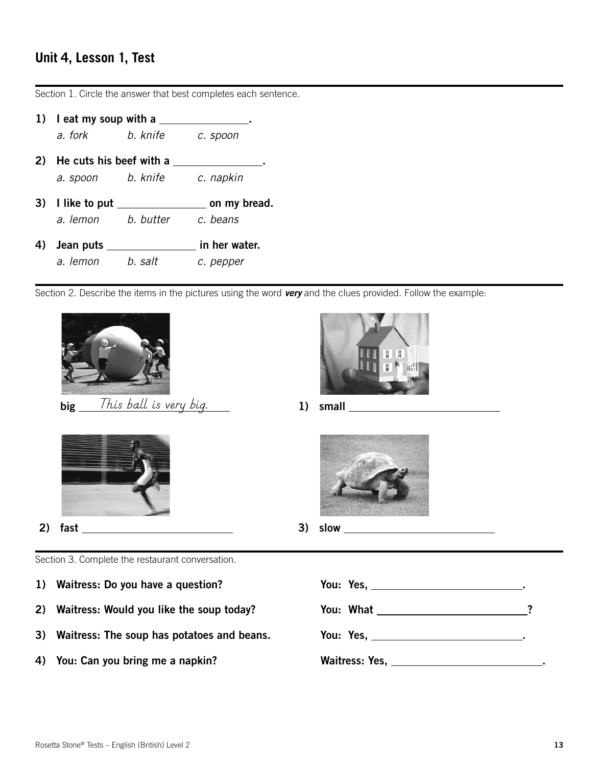## Unit 4, Lesson 1, Test

Section 1. Circle the answer that best completes each sentence.

**1) I eat my soup with a ______________.**

*a. fork* *b. knife* *c. spoon*

**2) He cuts his beef with a ______________.**

*a. spoon* *b. knife* *c. napkin*

**3) I like to put ______________ on my bread.**

*a. lemon* *b. butter* *c. beans*

**4) Jean puts ______________ in her water.**

*a. lemon* *b. salt* *c. pepper*

Section 2. Describe the items in the pictures using the word ***very*** and the clues provided. Follow the example:

**big** This ball is very big.

**1) small** ______________________

**2) fast** ______________________

**3) slow** ______________________

Section 3. Complete the restaurant conversation.

**1) Waitress: Do you have a question?** — **You: Yes,** ______________________.

**2) Waitress: Would you like the soup today?** — **You: What** ______________________?

**3) Waitress: The soup has potatoes and beans.** — **You: Yes,** ______________________.

**4) You: Can you bring me a napkin?** — **Waitress: Yes,** ______________________.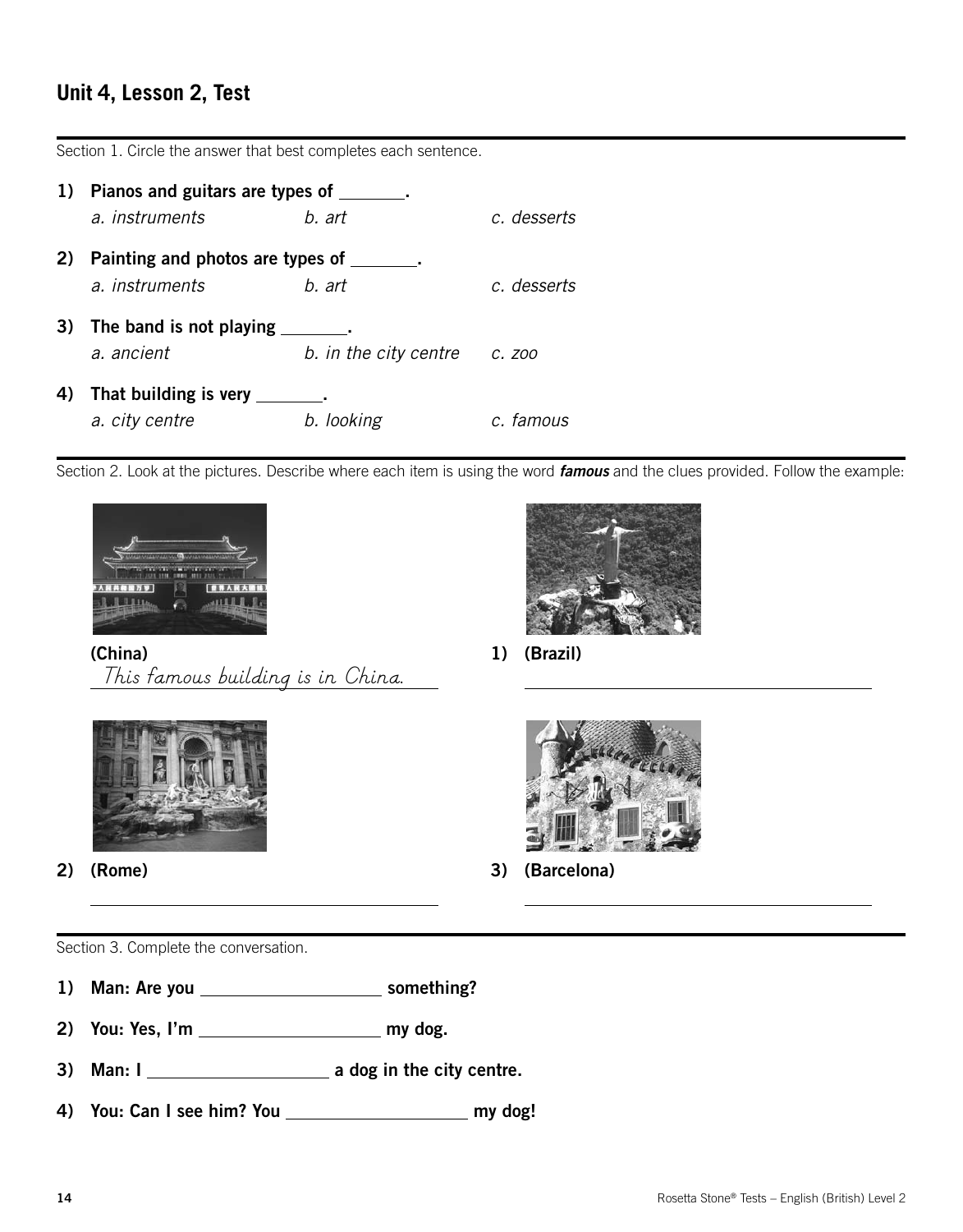## Unit 4, Lesson 2, Test

Section 1. Circle the answer that best completes each sentence.

1) **Pianos and guitars are types of _______.**
   *a. instruments* *b. art* *c. desserts*

2) **Painting and photos are types of _______.**
   *a. instruments* *b. art* *c. desserts*

3) **The band is not playing _______.**
   *a. ancient* *b. in the city centre* *c. zoo*

4) **That building is very _______.**
   *a. city centre* *b. looking* *c. famous*

Section 2. Look at the pictures. Describe where each item is using the word ***famous*** and the clues provided. Follow the example:

**(China)**
This famous building is in China.

1) **(Brazil)**
___________________________________

2) **(Rome)**
___________________________________

3) **(Barcelona)**
___________________________________

Section 3. Complete the conversation.

1) **Man: Are you ________________ something?**

2) **You: Yes, I'm ________________ my dog.**

3) **Man: I ________________ a dog in the city centre.**

4) **You: Can I see him? You ________________ my dog!**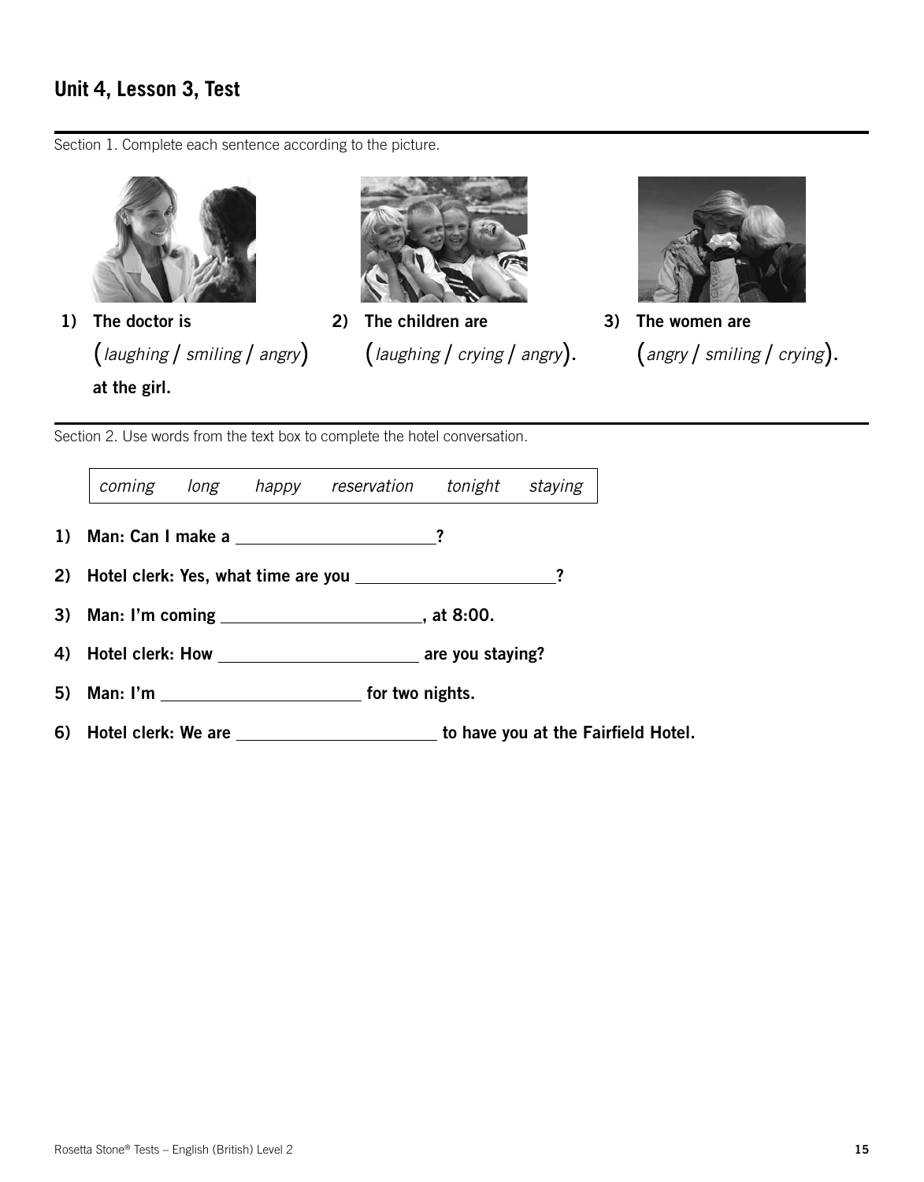## Unit 4, Lesson 3, Test

Section 1. Complete each sentence according to the picture.

1) **The doctor is** (*laughing* / *smiling* / *angry*) **at the girl.**

2) **The children are** (*laughing* / *crying* / *angry*).

3) **The women are** (*angry* / *smiling* / *crying*).

Section 2. Use words from the text box to complete the hotel conversation.

| *coming* | *long* | *happy* | *reservation* | *tonight* | *staying* |
|---|---|---|---|---|---|

1) **Man: Can I make a \_\_\_\_\_\_\_\_\_\_\_\_\_\_\_\_\_\_\_\_?**

2) **Hotel clerk: Yes, what time are you \_\_\_\_\_\_\_\_\_\_\_\_\_\_\_\_\_\_\_\_?**

3) **Man: I'm coming \_\_\_\_\_\_\_\_\_\_\_\_\_\_\_\_\_\_\_\_, at 8:00.**

4) **Hotel clerk: How \_\_\_\_\_\_\_\_\_\_\_\_\_\_\_\_\_\_\_\_ are you staying?**

5) **Man: I'm \_\_\_\_\_\_\_\_\_\_\_\_\_\_\_\_\_\_\_\_ for two nights.**

6) **Hotel clerk: We are \_\_\_\_\_\_\_\_\_\_\_\_\_\_\_\_\_\_\_\_ to have you at the Fairfield Hotel.**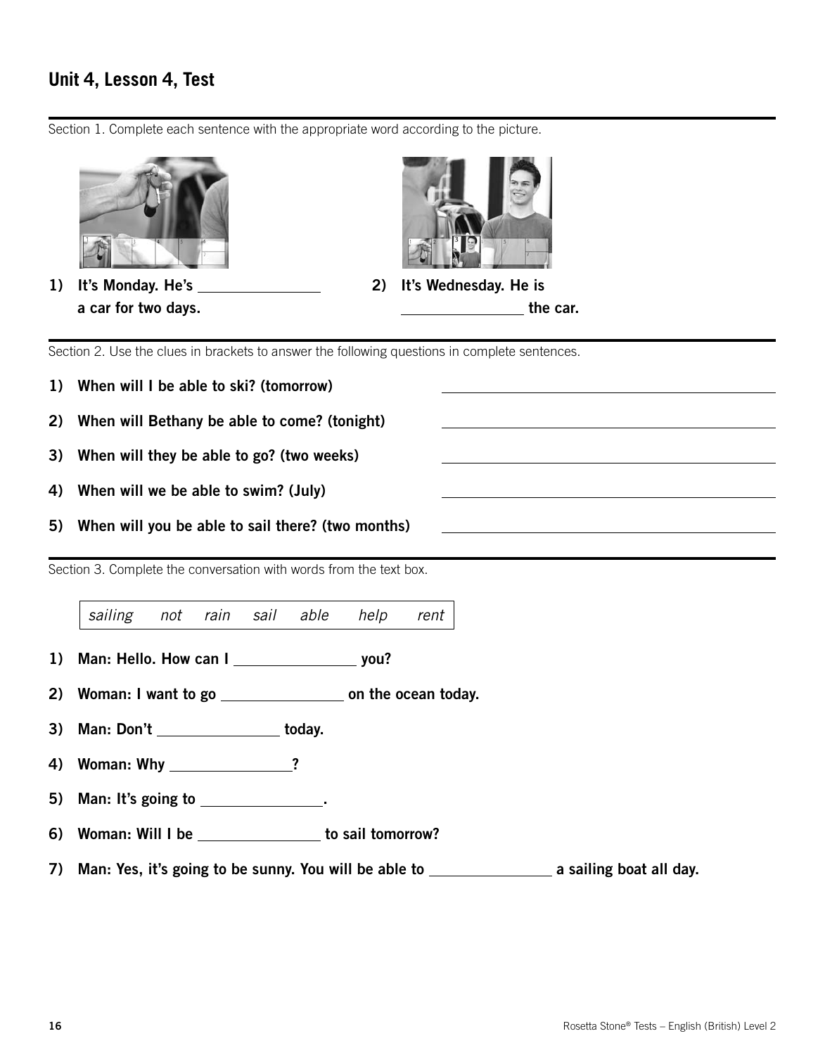## Unit 4, Lesson 4, Test

Section 1. Complete each sentence with the appropriate word according to the picture.

**1) It's Monday. He's ______________ a car for two days.**

**2) It's Wednesday. He is ______________ the car.**

Section 2. Use the clues in brackets to answer the following questions in complete sentences.

**1) When will I be able to ski? (tomorrow)** ______________________________

**2) When will Bethany be able to come? (tonight)** ______________________________

**3) When will they be able to go? (two weeks)** ______________________________

**4) When will we be able to swim? (July)** ______________________________

**5) When will you be able to sail there? (two months)** ______________________________

Section 3. Complete the conversation with words from the text box.

| | | | | | | |
|---|---|---|---|---|---|---|
| *sailing* | *not* | *rain* | *sail* | *able* | *help* | *rent* |

**1) Man: Hello. How can I ______________ you?**

**2) Woman: I want to go ______________ on the ocean today.**

**3) Man: Don't ______________ today.**

**4) Woman: Why ______________?**

**5) Man: It's going to ______________.**

**6) Woman: Will I be ______________ to sail tomorrow?**

**7) Man: Yes, it's going to be sunny. You will be able to ______________ a sailing boat all day.**